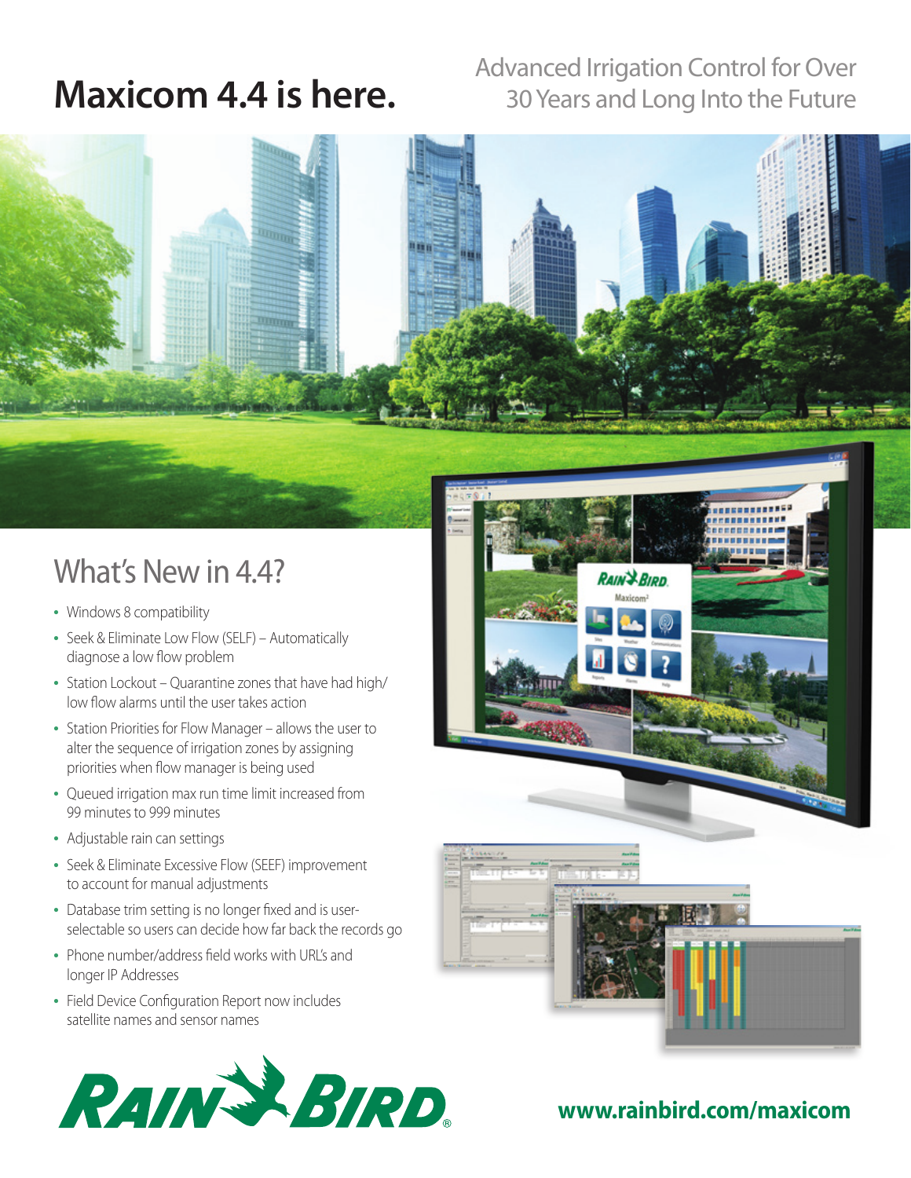# Maxicom 4.4 is here.

Advanced Irrigation Control for Over 30 Years and Long Into the Future

## What's New in 4.4?

- Windows 8 compatibility
- Seek & Eliminate Low Flow (SELF) – Automatically diagnose a low flow problem
- Station Lockout – Quarantine zones that have had high/low flow alarms until the user takes action
- Station Priorities for Flow Manager – allows the user to alter the sequence of irrigation zones by assigning priorities when flow manager is being used
- Queued irrigation max run time limit increased from 99 minutes to 999 minutes
- Adjustable rain can settings
- Seek & Eliminate Excessive Flow (SEEF) improvement to account for manual adjustments
- Database trim setting is no longer fixed and is user-selectable so users can decide how far back the records go
- Phone number/address field works with URL's and longer IP Addresses
- Field Device Configuration Report now includes satellite names and sensor names

RAIN BIRD®

**www.rainbird.com/maxicom**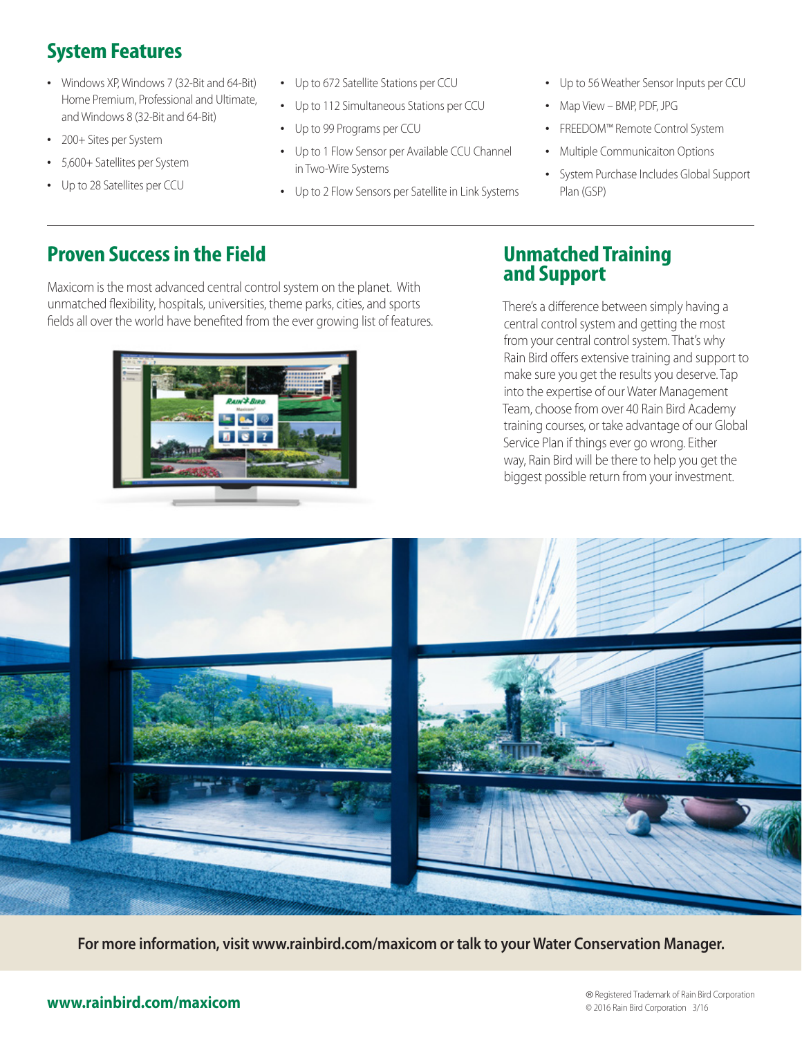## System Features

- Windows XP, Windows 7 (32-Bit and 64-Bit) Home Premium, Professional and Ultimate, and Windows 8 (32-Bit and 64-Bit)
- 200+ Sites per System
- 5,600+ Satellites per System
- Up to 28 Satellites per CCU
- Up to 672 Satellite Stations per CCU
- Up to 112 Simultaneous Stations per CCU
- Up to 99 Programs per CCU
- Up to 1 Flow Sensor per Available CCU Channel in Two-Wire Systems
- Up to 2 Flow Sensors per Satellite in Link Systems
- Up to 56 Weather Sensor Inputs per CCU
- Map View – BMP, PDF, JPG
- FREEDOM™ Remote Control System
- Multiple Communicaiton Options
- System Purchase Includes Global Support Plan (GSP)

## Proven Success in the Field

Maxicom is the most advanced central control system on the planet. With unmatched flexibility, hospitals, universities, theme parks, cities, and sports fields all over the world have benefited from the ever growing list of features.

## Unmatched Training and Support

There's a difference between simply having a central control system and getting the most from your central control system. That's why Rain Bird offers extensive training and support to make sure you get the results you deserve. Tap into the expertise of our Water Management Team, choose from over 40 Rain Bird Academy training courses, or take advantage of our Global Service Plan if things ever go wrong. Either way, Rain Bird will be there to help you get the biggest possible return from your investment.

**For more information, visit www.rainbird.com/maxicom or talk to your Water Conservation Manager.**

**www.rainbird.com/maxicom**

® Registered Trademark of Rain Bird Corporation
© 2016 Rain Bird Corporation 3/16